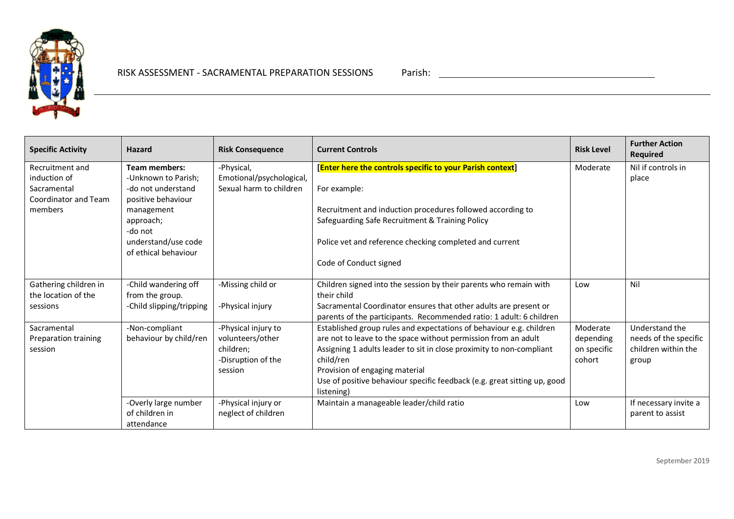RISK ASSESSMENT - SACRAMENTAL PREPARATION SESSIONS Parish: ______________________________

| Specific Activity | Hazard | Risk Consequence | Current Controls | Risk Level | Further Action Required |
|---|---|---|---|---|---|
| Recruitment and induction of Sacramental Coordinator and Team members | **Team members:**<br>-Unknown to Parish;<br>-do not understand positive behaviour management approach;<br>-do not understand/use code of ethical behaviour | -Physical, Emotional/psychological, Sexual harm to children | **[Enter here the controls specific to your Parish context]**<br><br>For example:<br><br>Recruitment and induction procedures followed according to Safeguarding Safe Recruitment & Training Policy<br><br>Police vet and reference checking completed and current<br><br>Code of Conduct signed | Moderate | Nil if controls in place |
| Gathering children in the location of the sessions | -Child wandering off from the group.<br>-Child slipping/tripping | -Missing child or<br><br>-Physical injury | Children signed into the session by their parents who remain with their child<br>Sacramental Coordinator ensures that other adults are present or parents of the participants. Recommended ratio: 1 adult: 6 children | Low | Nil |
| Sacramental Preparation training session | -Non-compliant behaviour by child/ren | -Physical injury to volunteers/other children;<br>-Disruption of the session | Established group rules and expectations of behaviour e.g. children are not to leave to the space without permission from an adult<br>Assigning 1 adults leader to sit in close proximity to non-compliant child/ren<br>Provision of engaging material<br>Use of positive behaviour specific feedback (e.g. great sitting up, good listening) | Moderate depending on specific cohort | Understand the needs of the specific children within the group |
| | -Overly large number of children in attendance | -Physical injury or neglect of children | Maintain a manageable leader/child ratio | Low | If necessary invite a parent to assist |

September 2019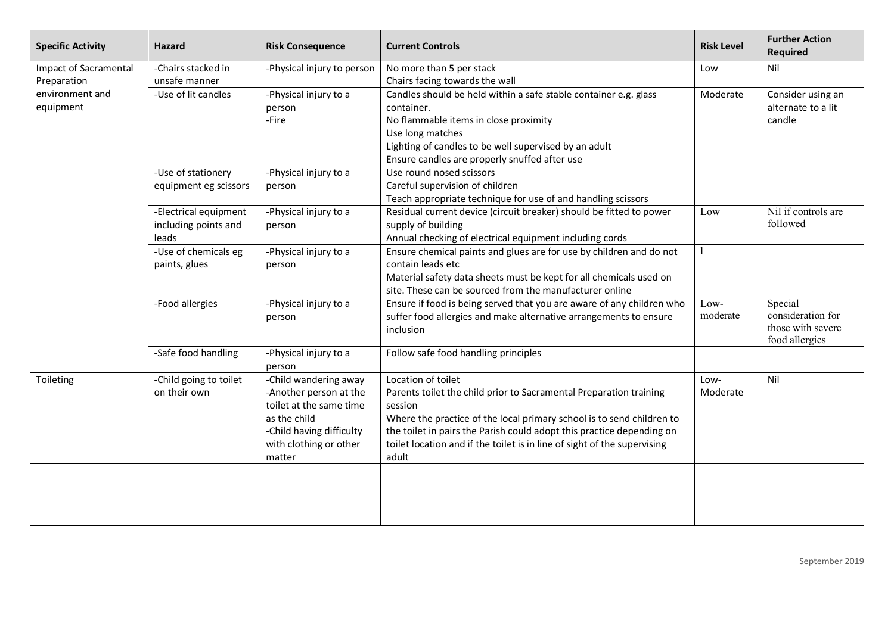| Specific Activity | Hazard | Risk Consequence | Current Controls | Risk Level | Further Action Required |
|---|---|---|---|---|---|
| Impact of Sacramental Preparation environment and equipment | -Chairs stacked in unsafe manner | -Physical injury to person | No more than 5 per stack<br>Chairs facing towards the wall | Low | Nil |
| | -Use of lit candles | -Physical injury to a person<br>-Fire | Candles should be held within a safe stable container e.g. glass container.<br>No flammable items in close proximity<br>Use long matches<br>Lighting of candles to be well supervised by an adult<br>Ensure candles are properly snuffed after use | Moderate | Consider using an alternate to a lit candle |
| | -Use of stationery equipment eg scissors | -Physical injury to a person | Use round nosed scissors<br>Careful supervision of children<br>Teach appropriate technique for use of and handling scissors | | |
| | -Electrical equipment including points and leads | -Physical injury to a person | Residual current device (circuit breaker) should be fitted to power supply of building<br>Annual checking of electrical equipment including cords | Low | Nil if controls are followed |
| | -Use of chemicals eg paints, glues | -Physical injury to a person | Ensure chemical paints and glues are for use by children and do not contain leads etc<br>Material safety data sheets must be kept for all chemicals used on site. These can be sourced from the manufacturer online | l | |
| | -Food allergies | -Physical injury to a person | Ensure if food is being served that you are aware of any children who suffer food allergies and make alternative arrangements to ensure inclusion | Low-moderate | Special consideration for those with severe food allergies |
| | -Safe food handling | -Physical injury to a person | Follow safe food handling principles | | |
| Toileting | -Child going to toilet on their own | -Child wandering away<br>-Another person at the toilet at the same time as the child<br>-Child having difficulty with clothing or other matter | Location of toilet<br>Parents toilet the child prior to Sacramental Preparation training session<br>Where the practice of the local primary school is to send children to the toilet in pairs the Parish could adopt this practice depending on toilet location and if the toilet is in line of sight of the supervising adult | Low-Moderate | Nil |
| | | | | | |

September 2019